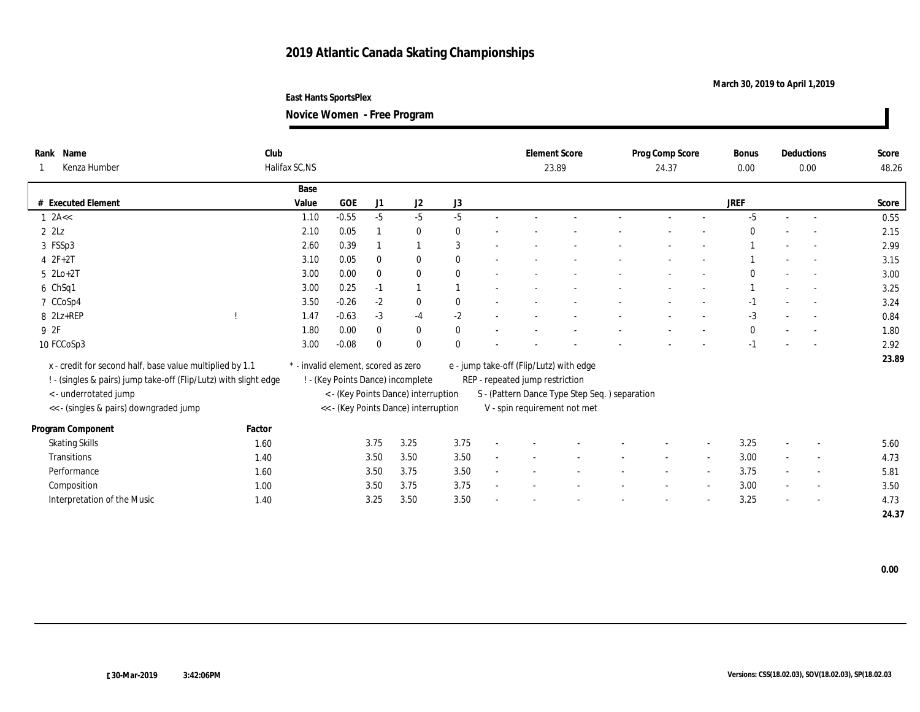# 2019 Atlantic Canada Skating Championships

March 30, 2019 to April 1,2019

East Hants SportsPlex

**Novice Women - Free Program**

| Rank | Name | Club | Element Score | Prog Comp Score | Bonus | Deductions | Score |
|---|---|---|---|---|---|---|---|
| 1 | Kenza Humber | Halifax SC,NS | 23.89 | 24.37 | 0.00 | 0.00 | 48.26 |

| # | Executed Element | | Base Value | GOE | J1 | J2 | J3 | | | | | | | JREF | | | Score |
|---|---|---|---|---|---|---|---|---|---|---|---|---|---|---|---|---|---|
| 1 | 2A<< | | 1.10 | -0.55 | -5 | -5 | -5 | - | - | - | - | - | - | -5 | - | - | 0.55 |
| 2 | 2Lz | | 2.10 | 0.05 | 1 | 0 | 0 | - | - | - | - | - | - | 0 | - | - | 2.15 |
| 3 | FSSp3 | | 2.60 | 0.39 | 1 | 1 | 3 | - | - | - | - | - | - | 1 | - | - | 2.99 |
| 4 | 2F+2T | | 3.10 | 0.05 | 0 | 0 | 0 | - | - | - | - | - | - | 1 | - | - | 3.15 |
| 5 | 2Lo+2T | | 3.00 | 0.00 | 0 | 0 | 0 | - | - | - | - | - | - | 0 | - | - | 3.00 |
| 6 | ChSq1 | | 3.00 | 0.25 | -1 | 1 | 1 | - | - | - | - | - | - | 1 | - | - | 3.25 |
| 7 | CCoSp4 | | 3.50 | -0.26 | -2 | 0 | 0 | - | - | - | - | - | - | -1 | - | - | 3.24 |
| 8 | 2Lz+REP | ! | 1.47 | -0.63 | -3 | -4 | -2 | - | - | - | - | - | - | -3 | - | - | 0.84 |
| 9 | 2F | | 1.80 | 0.00 | 0 | 0 | 0 | - | - | - | - | - | - | 0 | - | - | 1.80 |
| 10 | FCCoSp3 | | 3.00 | -0.08 | 0 | 0 | 0 | - | - | - | - | - | - | -1 | - | - | 2.92 |
| | | | | | | | | | | | | | | | | | 23.89 |

x - credit for second half, base value multiplied by 1.1
! - (singles & pairs) jump take-off (Flip/Lutz) with slight edge
< - underrotated jump
<< - (singles & pairs) downgraded jump

* - invalid element, scored as zero
! - (Key Points Dance) incomplete
< - (Key Points Dance) interruption
<< - (Key Points Dance) interruption

e - jump take-off (Flip/Lutz) with edge
REP - repeated jump restriction
S - (Pattern Dance Type Step Seq. ) separation
V - spin requirement not met

| Program Component | Factor | J1 | J2 | J3 | | | | | | | JREF | | | Score |
|---|---|---|---|---|---|---|---|---|---|---|---|---|---|---|
| Skating Skills | 1.60 | 3.75 | 3.25 | 3.75 | - | - | - | - | - | - | 3.25 | - | - | 5.60 |
| Transitions | 1.40 | 3.50 | 3.50 | 3.50 | - | - | - | - | - | - | 3.00 | - | - | 4.73 |
| Performance | 1.60 | 3.50 | 3.75 | 3.50 | - | - | - | - | - | - | 3.75 | - | - | 5.81 |
| Composition | 1.00 | 3.50 | 3.75 | 3.75 | - | - | - | - | - | - | 3.00 | - | - | 3.50 |
| Interpretation of the Music | 1.40 | 3.25 | 3.50 | 3.50 | - | - | - | - | - | - | 3.25 | - | - | 4.73 |
| | | | | | | | | | | | | | | 24.37 |

0.00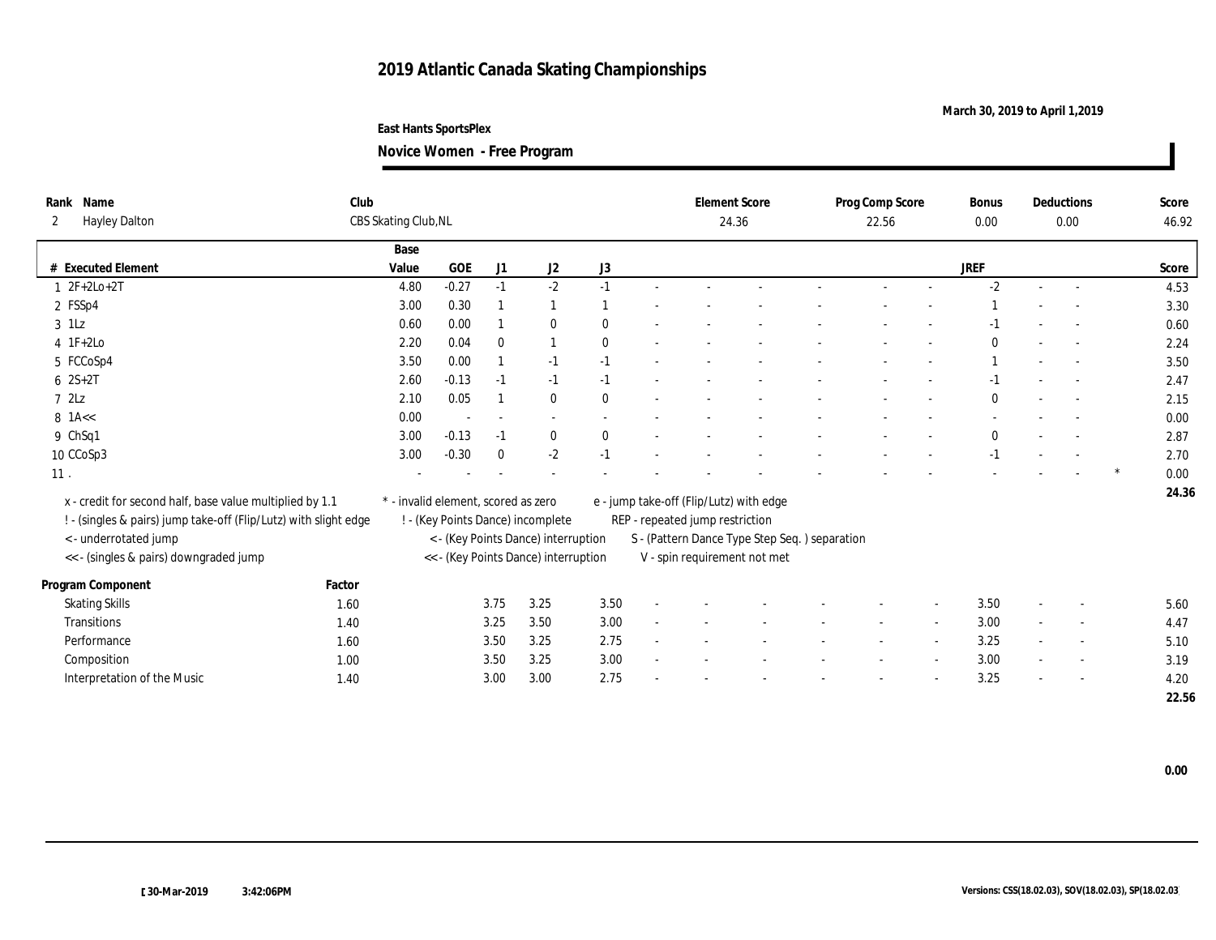# 2019 Atlantic Canada Skating Championships

**March 30, 2019 to April 1,2019**

**East Hants SportsPlex**

**Novice Women - Free Program**

| Rank | Name | Club | Element Score | Prog Comp Score | Bonus | Deductions | Score |
|---|---|---|---|---|---|---|---|
| 2 | Hayley Dalton | CBS Skating Club,NL | 24.36 | 22.56 | 0.00 | 0.00 | 46.92 |

| # | Executed Element | Base Value | GOE | J1 | J2 | J3 | | | | | | | | | JREF | | | | Score |
|---|---|---|---|---|---|---|---|---|---|---|---|---|---|---|---|---|---|---|---|
| 1 | 2F+2Lo+2T | 4.80 | -0.27 | -1 | -2 | -1 | - | - | - | - | - | - | - | - | -2 | - | - | | 4.53 |
| 2 | FSSp4 | 3.00 | 0.30 | 1 | 1 | 1 | - | - | - | - | - | - | - | - | 1 | - | - | | 3.30 |
| 3 | 1Lz | 0.60 | 0.00 | 1 | 0 | 0 | - | - | - | - | - | - | - | - | -1 | - | - | | 0.60 |
| 4 | 1F+2Lo | 2.20 | 0.04 | 0 | 1 | 0 | - | - | - | - | - | - | - | - | 0 | - | - | | 2.24 |
| 5 | FCCoSp4 | 3.50 | 0.00 | 1 | -1 | -1 | - | - | - | - | - | - | - | - | 1 | - | - | | 3.50 |
| 6 | 2S+2T | 2.60 | -0.13 | -1 | -1 | -1 | - | - | - | - | - | - | - | - | -1 | - | - | | 2.47 |
| 7 | 2Lz | 2.10 | 0.05 | 1 | 0 | 0 | - | - | - | - | - | - | - | - | 0 | - | - | | 2.15 |
| 8 | 1A<< | 0.00 | - | - | - | - | - | - | - | - | - | - | - | - | - | - | - | | 0.00 |
| 9 | ChSq1 | 3.00 | -0.13 | -1 | 0 | 0 | - | - | - | - | - | - | - | - | 0 | - | - | | 2.87 |
| 10 | CCoSp3 | 3.00 | -0.30 | 0 | -2 | -1 | - | - | - | - | - | - | - | - | -1 | - | - | | 2.70 |
| 11 | . | - | - | - | - | - | - | - | - | - | - | - | - | - | - | - | - | * | 0.00 |
| | | | | | | | | | | | | | | | | | | | 24.36 |

x - credit for second half, base value multiplied by 1.1
! - (singles & pairs) jump take-off (Flip/Lutz) with slight edge
< - underrotated jump
<< - (singles & pairs) downgraded jump

* - invalid element, scored as zero
! - (Key Points Dance) incomplete
< - (Key Points Dance) interruption
<< - (Key Points Dance) interruption

e - jump take-off (Flip/Lutz) with edge
REP - repeated jump restriction
S - (Pattern Dance Type Step Seq. ) separation
V - spin requirement not met

| Program Component | Factor | J1 | J2 | J3 | | | | | | | JREF | | | Score |
|---|---|---|---|---|---|---|---|---|---|---|---|---|---|---|
| Skating Skills | 1.60 | 3.75 | 3.25 | 3.50 | - | - | - | - | - | - | 3.50 | - | - | 5.60 |
| Transitions | 1.40 | 3.25 | 3.50 | 3.00 | - | - | - | - | - | - | 3.00 | - | - | 4.47 |
| Performance | 1.60 | 3.50 | 3.25 | 2.75 | - | - | - | - | - | - | 3.25 | - | - | 5.10 |
| Composition | 1.00 | 3.50 | 3.25 | 3.00 | - | - | - | - | - | - | 3.00 | - | - | 3.19 |
| Interpretation of the Music | 1.40 | 3.00 | 3.00 | 2.75 | - | - | - | - | - | - | 3.25 | - | - | 4.20 |
| | | | | | | | | | | | | | | 22.56 |

**0.00**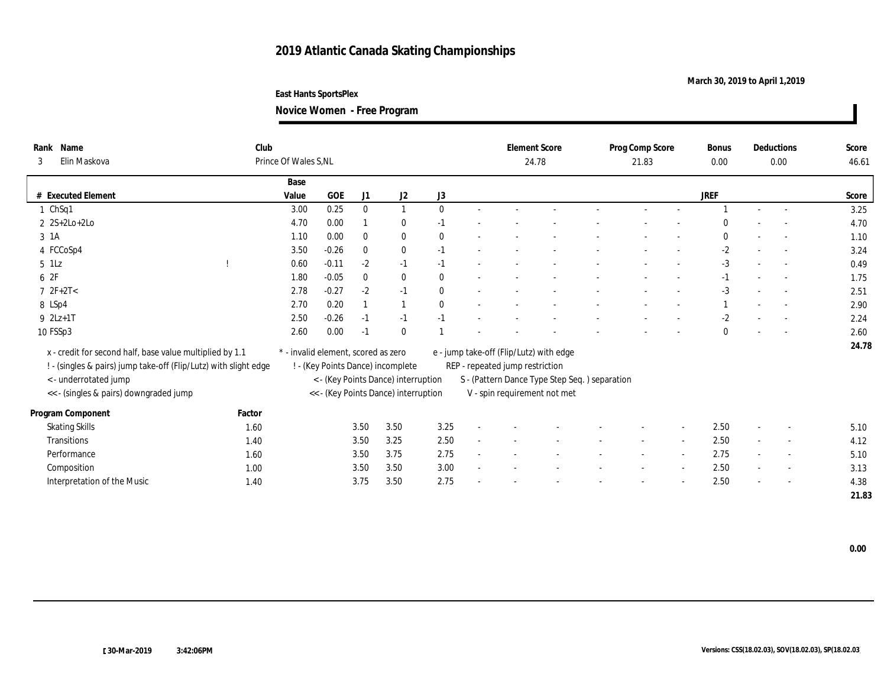# 2019 Atlantic Canada Skating Championships

March 30, 2019 to April 1,2019

East Hants SportsPlex

**Novice Women - Free Program**

| Rank | Name | Club | Element Score | Prog Comp Score | Bonus | Deductions | Score |
|---|---|---|---|---|---|---|---|
| 3 | Elin Maskova | Prince Of Wales S,NL | 24.78 | 21.83 | 0.00 | 0.00 | 46.61 |

| # | Executed Element | | Base Value | GOE | J1 | J2 | J3 | | | | | | | | JREF | | | Score |
|---|---|---|---|---|---|---|---|---|---|---|---|---|---|---|---|---|---|---|
| 1 | ChSq1 | | 3.00 | 0.25 | 0 | 1 | 0 | - | - | - | - | - | - | - | 1 | - | - | 3.25 |
| 2 | 2S+2Lo+2Lo | | 4.70 | 0.00 | 1 | 0 | -1 | - | - | - | - | - | - | - | 0 | - | - | 4.70 |
| 3 | 1A | | 1.10 | 0.00 | 0 | 0 | 0 | - | - | - | - | - | - | - | 0 | - | - | 1.10 |
| 4 | FCCoSp4 | | 3.50 | -0.26 | 0 | 0 | -1 | - | - | - | - | - | - | - | -2 | - | - | 3.24 |
| 5 | 1Lz | ! | 0.60 | -0.11 | -2 | -1 | -1 | - | - | - | - | - | - | - | -3 | - | - | 0.49 |
| 6 | 2F | | 1.80 | -0.05 | 0 | 0 | 0 | - | - | - | - | - | - | - | -1 | - | - | 1.75 |
| 7 | 2F+2T< | | 2.78 | -0.27 | -2 | -1 | 0 | - | - | - | - | - | - | - | -3 | - | - | 2.51 |
| 8 | LSp4 | | 2.70 | 0.20 | 1 | 1 | 0 | - | - | - | - | - | - | - | 1 | - | - | 2.90 |
| 9 | 2Lz+1T | | 2.50 | -0.26 | -1 | -1 | -1 | - | - | - | - | - | - | - | -2 | - | - | 2.24 |
| 10 | FSSp3 | | 2.60 | 0.00 | -1 | 0 | 1 | - | - | - | - | - | - | - | 0 | - | - | 2.60 |
| | | | | | | | | | | | | | | | | | | **24.78** |

x - credit for second half, base value multiplied by 1.1
! - (singles & pairs) jump take-off (Flip/Lutz) with slight edge
< - underrotated jump
<< - (singles & pairs) downgraded jump
\* - invalid element, scored as zero
! - (Key Points Dance) incomplete
< - (Key Points Dance) interruption
<< - (Key Points Dance) interruption
e - jump take-off (Flip/Lutz) with edge
REP - repeated jump restriction
S - (Pattern Dance Type Step Seq. ) separation
V - spin requirement not met

| Program Component | Factor | J1 | J2 | J3 | | | | | | | JREF | | | Score |
|---|---|---|---|---|---|---|---|---|---|---|---|---|---|---|
| Skating Skills | 1.60 | 3.50 | 3.50 | 3.25 | - | - | - | - | - | - | 2.50 | - | - | 5.10 |
| Transitions | 1.40 | 3.50 | 3.25 | 2.50 | - | - | - | - | - | - | 2.50 | - | - | 4.12 |
| Performance | 1.60 | 3.50 | 3.75 | 2.75 | - | - | - | - | - | - | 2.75 | - | - | 5.10 |
| Composition | 1.00 | 3.50 | 3.50 | 3.00 | - | - | - | - | - | - | 2.50 | - | - | 3.13 |
| Interpretation of the Music | 1.40 | 3.75 | 3.50 | 2.75 | - | - | - | - | - | - | 2.50 | - | - | 4.38 |
| | | | | | | | | | | | | | | **21.83** |

**0.00**

30-Mar-2019 3:42:06PM

Versions: CSS(18.02.03), SOV(18.02.03), SP(18.02.03)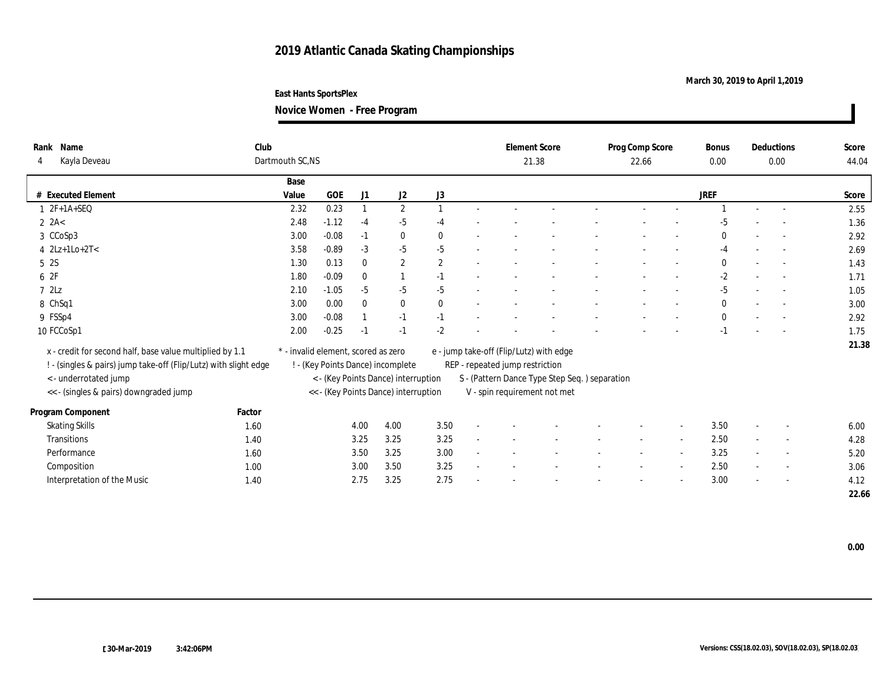# 2019 Atlantic Canada Skating Championships

March 30, 2019 to April 1,2019

East Hants SportsPlex

**Novice Women - Free Program**

| Rank | Name | Club | Element Score | Prog Comp Score | Bonus | Deductions | Score |
|---|---|---|---|---|---|---|---|
| 4 | Kayla Deveau | Dartmouth SC,NS | 21.38 | 22.66 | 0.00 | 0.00 | 44.04 |

| # | Executed Element | Base Value | GOE | J1 | J2 | J3 | | | | | | | JREF | | | Score |
|---|---|---|---|---|---|---|---|---|---|---|---|---|---|---|---|---|
| 1 | 2F+1A+SEQ | 2.32 | 0.23 | 1 | 2 | 1 | - | - | - | - | - | - | 1 | - | - | 2.55 |
| 2 | 2A< | 2.48 | -1.12 | -4 | -5 | -4 | - | - | - | - | - | - | -5 | - | - | 1.36 |
| 3 | CCoSp3 | 3.00 | -0.08 | -1 | 0 | 0 | - | - | - | - | - | - | 0 | - | - | 2.92 |
| 4 | 2Lz+1Lo+2T< | 3.58 | -0.89 | -3 | -5 | -5 | - | - | - | - | - | - | -4 | - | - | 2.69 |
| 5 | 2S | 1.30 | 0.13 | 0 | 2 | 2 | - | - | - | - | - | - | 0 | - | - | 1.43 |
| 6 | 2F | 1.80 | -0.09 | 0 | 1 | -1 | - | - | - | - | - | - | -2 | - | - | 1.71 |
| 7 | 2Lz | 2.10 | -1.05 | -5 | -5 | -5 | - | - | - | - | - | - | -5 | - | - | 1.05 |
| 8 | ChSq1 | 3.00 | 0.00 | 0 | 0 | 0 | - | - | - | - | - | - | 0 | - | - | 3.00 |
| 9 | FSSp4 | 3.00 | -0.08 | 1 | -1 | -1 | - | - | - | - | - | - | 0 | - | - | 2.92 |
| 10 | FCCoSp1 | 2.00 | -0.25 | -1 | -1 | -2 | - | - | - | - | - | - | -1 | - | - | 1.75 |
| | | | | | | | | | | | | | | | | 21.38 |

x - credit for second half, base value multiplied by 1.1
! - (singles & pairs) jump take-off (Flip/Lutz) with slight edge
< - underrotated jump
<< - (singles & pairs) downgraded jump
* - invalid element, scored as zero
! - (Key Points Dance) incomplete
< - (Key Points Dance) interruption
<< - (Key Points Dance) interruption
e - jump take-off (Flip/Lutz) with edge
REP - repeated jump restriction
S - (Pattern Dance Type Step Seq. ) separation
V - spin requirement not met

| Program Component | Factor | J1 | J2 | J3 | | | | | | | JREF | | | Score |
|---|---|---|---|---|---|---|---|---|---|---|---|---|---|---|
| Skating Skills | 1.60 | 4.00 | 4.00 | 3.50 | - | - | - | - | - | - | 3.50 | - | - | 6.00 |
| Transitions | 1.40 | 3.25 | 3.25 | 3.25 | - | - | - | - | - | - | 2.50 | - | - | 4.28 |
| Performance | 1.60 | 3.50 | 3.25 | 3.00 | - | - | - | - | - | - | 3.25 | - | - | 5.20 |
| Composition | 1.00 | 3.00 | 3.50 | 3.25 | - | - | - | - | - | - | 2.50 | - | - | 3.06 |
| Interpretation of the Music | 1.40 | 2.75 | 3.25 | 2.75 | - | - | - | - | - | - | 3.00 | - | - | 4.12 |
| | | | | | | | | | | | | | | 22.66 |

0.00

30-Mar-2019 3:42:06PM

Versions: CSS(18.02.03), SOV(18.02.03), SP(18.02.03)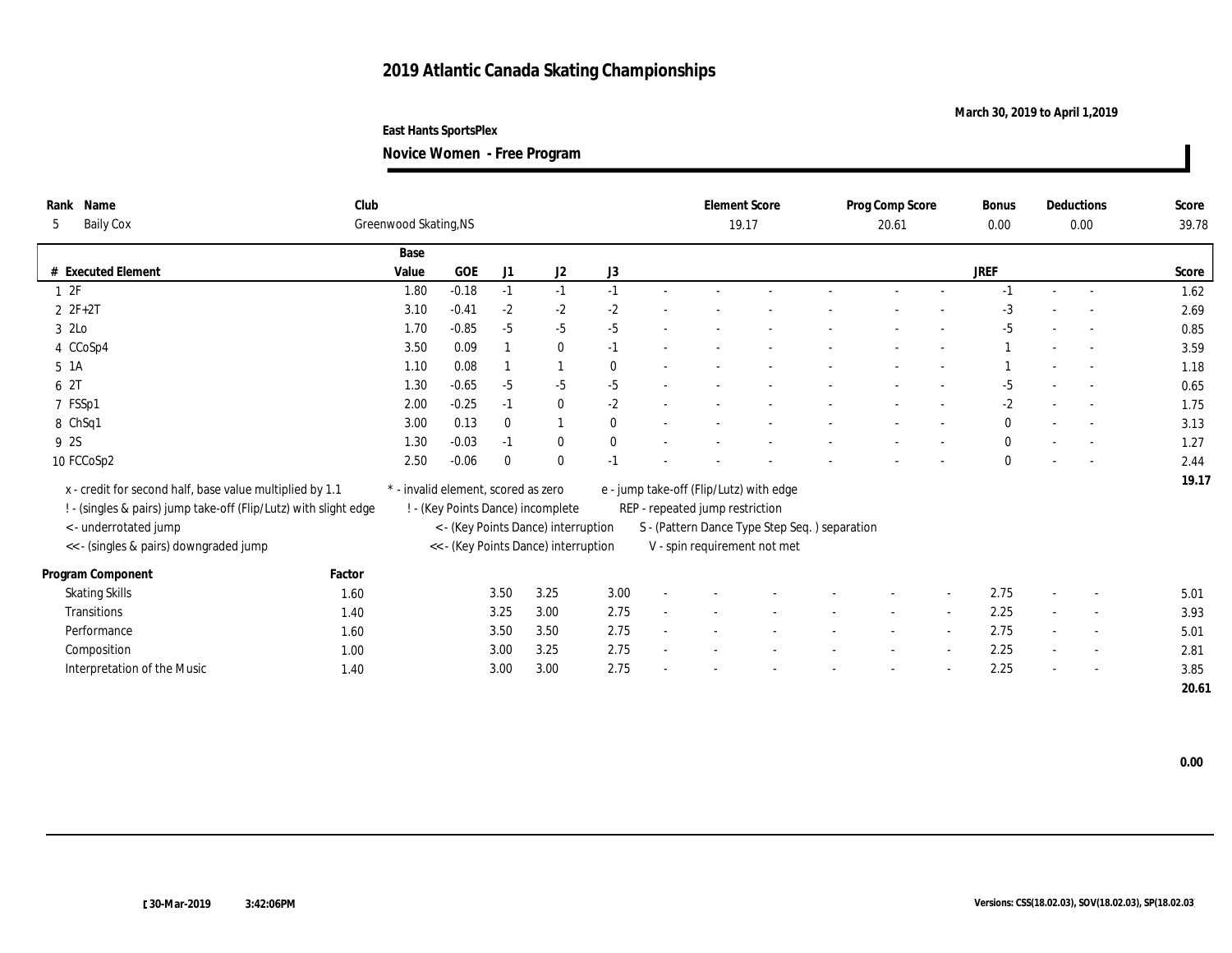# 2019 Atlantic Canada Skating Championships

March 30, 2019 to April 1,2019

East Hants SportsPlex

**Novice Women - Free Program**

| Rank | Name | Club | Element Score | Prog Comp Score | Bonus | Deductions | Score |
|---|---|---|---|---|---|---|---|
| 5 | Baily Cox | Greenwood Skating,NS | 19.17 | 20.61 | 0.00 | 0.00 | 39.78 |

| # | Executed Element | Base Value | GOE | J1 | J2 | J3 | | | | | | | | | JREF | | | Score |
|---|---|---|---|---|---|---|---|---|---|---|---|---|---|---|---|---|---|---|
| 1 | 2F | 1.80 | -0.18 | -1 | -1 | -1 | - | - | - | - | - | - | - | -1 | - | - | | 1.62 |
| 2 | 2F+2T | 3.10 | -0.41 | -2 | -2 | -2 | - | - | - | - | - | - | - | -3 | - | - | | 2.69 |
| 3 | 2Lo | 1.70 | -0.85 | -5 | -5 | -5 | - | - | - | - | - | - | - | -5 | - | - | | 0.85 |
| 4 | CCoSp4 | 3.50 | 0.09 | 1 | 0 | -1 | - | - | - | - | - | - | - | 1 | - | - | | 3.59 |
| 5 | 1A | 1.10 | 0.08 | 1 | 1 | 0 | - | - | - | - | - | - | - | 1 | - | - | | 1.18 |
| 6 | 2T | 1.30 | -0.65 | -5 | -5 | -5 | - | - | - | - | - | - | - | -5 | - | - | | 0.65 |
| 7 | FSSp1 | 2.00 | -0.25 | -1 | 0 | -2 | - | - | - | - | - | - | - | -2 | - | - | | 1.75 |
| 8 | ChSq1 | 3.00 | 0.13 | 0 | 1 | 0 | - | - | - | - | - | - | - | 0 | - | - | | 3.13 |
| 9 | 2S | 1.30 | -0.03 | -1 | 0 | 0 | - | - | - | - | - | - | - | 0 | - | - | | 1.27 |
| 10 | FCCoSp2 | 2.50 | -0.06 | 0 | 0 | -1 | - | - | - | - | - | - | - | 0 | - | - | | 2.44 |
| | | | | | | | | | | | | | | | | | | 19.17 |

x - credit for second half, base value multiplied by 1.1
! - (singles & pairs) jump take-off (Flip/Lutz) with slight edge
< - underrotated jump
<< - (singles & pairs) downgraded jump

* - invalid element, scored as zero
! - (Key Points Dance) incomplete
< - (Key Points Dance) interruption
<< - (Key Points Dance) interruption

e - jump take-off (Flip/Lutz) with edge
REP - repeated jump restriction
S - (Pattern Dance Type Step Seq. ) separation
V - spin requirement not met

| Program Component | Factor | J1 | J2 | J3 | | | | | | | JREF | | | Score |
|---|---|---|---|---|---|---|---|---|---|---|---|---|---|---|
| Skating Skills | 1.60 | 3.50 | 3.25 | 3.00 | - | - | - | - | - | - | 2.75 | - | - | 5.01 |
| Transitions | 1.40 | 3.25 | 3.00 | 2.75 | - | - | - | - | - | - | 2.25 | - | - | 3.93 |
| Performance | 1.60 | 3.50 | 3.50 | 2.75 | - | - | - | - | - | - | 2.75 | - | - | 5.01 |
| Composition | 1.00 | 3.00 | 3.25 | 2.75 | - | - | - | - | - | - | 2.25 | - | - | 2.81 |
| Interpretation of the Music | 1.40 | 3.00 | 3.00 | 2.75 | - | - | - | - | - | - | 2.25 | - | - | 3.85 |
| | | | | | | | | | | | | | | 20.61 |

0.00

30-Mar-2019 3:42:06PM

Versions: CSS(18.02.03), SOV(18.02.03), SP(18.02.03)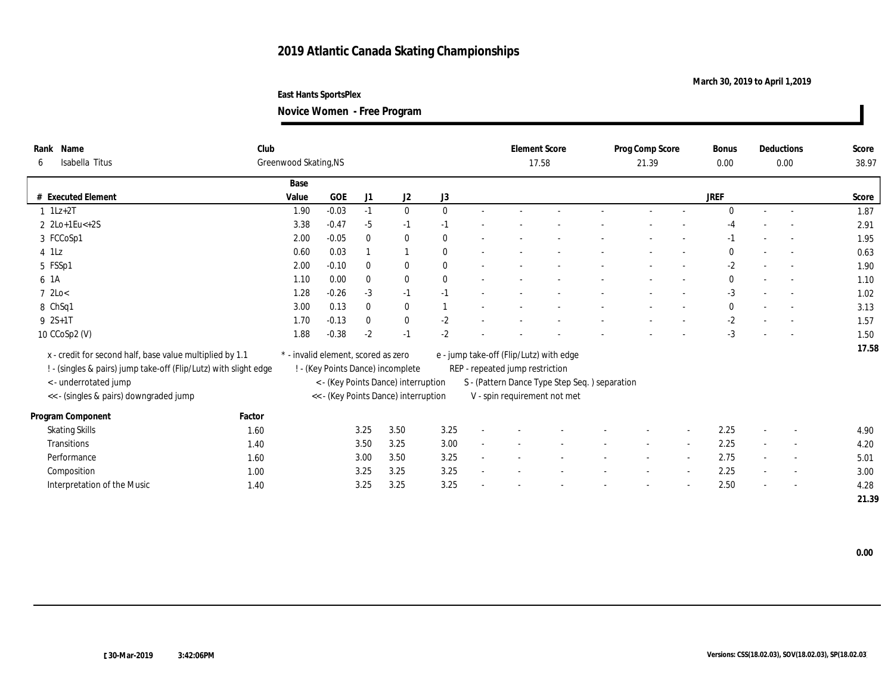# 2019 Atlantic Canada Skating Championships

March 30, 2019 to April 1,2019

East Hants SportsPlex

**Novice Women - Free Program**

| Rank | Name | Club | Element Score | Prog Comp Score | Bonus | Deductions | Score |
|---|---|---|---|---|---|---|---|
| 6 | Isabella Titus | Greenwood Skating,NS | 17.58 | 21.39 | 0.00 | 0.00 | 38.97 |

| # | Executed Element | Base Value | GOE | J1 | J2 | J3 | | | | | | | | | JREF | | | Score |
|---|---|---|---|---|---|---|---|---|---|---|---|---|---|---|---|---|---|---|
| 1 | 1Lz+2T | 1.90 | -0.03 | -1 | 0 | 0 | - | - | - | - | - | - | - | 0 | - | - | 1.87 |
| 2 | 2Lo+1Eu<+2S | 3.38 | -0.47 | -5 | -1 | -1 | - | - | - | - | - | - | - | -4 | - | - | 2.91 |
| 3 | FCCoSp1 | 2.00 | -0.05 | 0 | 0 | 0 | - | - | - | - | - | - | - | -1 | - | - | 1.95 |
| 4 | 1Lz | 0.60 | 0.03 | 1 | 1 | 0 | - | - | - | - | - | - | - | 0 | - | - | 0.63 |
| 5 | FSSp1 | 2.00 | -0.10 | 0 | 0 | 0 | - | - | - | - | - | - | - | -2 | - | - | 1.90 |
| 6 | 1A | 1.10 | 0.00 | 0 | 0 | 0 | - | - | - | - | - | - | - | 0 | - | - | 1.10 |
| 7 | 2Lo< | 1.28 | -0.26 | -3 | -1 | -1 | - | - | - | - | - | - | - | -3 | - | - | 1.02 |
| 8 | ChSq1 | 3.00 | 0.13 | 0 | 0 | 1 | - | - | - | - | - | - | - | 0 | - | - | 3.13 |
| 9 | 2S+1T | 1.70 | -0.13 | 0 | 0 | -2 | - | - | - | - | - | - | - | -2 | - | - | 1.57 |
| 10 | CCoSp2 (V) | 1.88 | -0.38 | -2 | -1 | -2 | - | - | - | - | - | - | - | -3 | - | - | 1.50 |
| | | | | | | | | | | | | | | | | | | 17.58 |

x - credit for second half, base value multiplied by 1.1
! - (singles & pairs) jump take-off (Flip/Lutz) with slight edge
< - underrotated jump
<< - (singles & pairs) downgraded jump
* - invalid element, scored as zero
! - (Key Points Dance) incomplete
< - (Key Points Dance) interruption
<< - (Key Points Dance) interruption
e - jump take-off (Flip/Lutz) with edge
REP - repeated jump restriction
S - (Pattern Dance Type Step Seq. ) separation
V - spin requirement not met

| Program Component | Factor | J1 | J2 | J3 | | | | | | | JREF | | | Score |
|---|---|---|---|---|---|---|---|---|---|---|---|---|---|---|
| Skating Skills | 1.60 | 3.25 | 3.50 | 3.25 | - | - | - | - | - | - | 2.25 | - | - | 4.90 |
| Transitions | 1.40 | 3.50 | 3.25 | 3.00 | - | - | - | - | - | - | 2.25 | - | - | 4.20 |
| Performance | 1.60 | 3.00 | 3.50 | 3.25 | - | - | - | - | - | - | 2.75 | - | - | 5.01 |
| Composition | 1.00 | 3.25 | 3.25 | 3.25 | - | - | - | - | - | - | 2.25 | - | - | 3.00 |
| Interpretation of the Music | 1.40 | 3.25 | 3.25 | 3.25 | - | - | - | - | - | - | 2.50 | - | - | 4.28 |
| | | | | | | | | | | | | | | 21.39 |

**0.00**